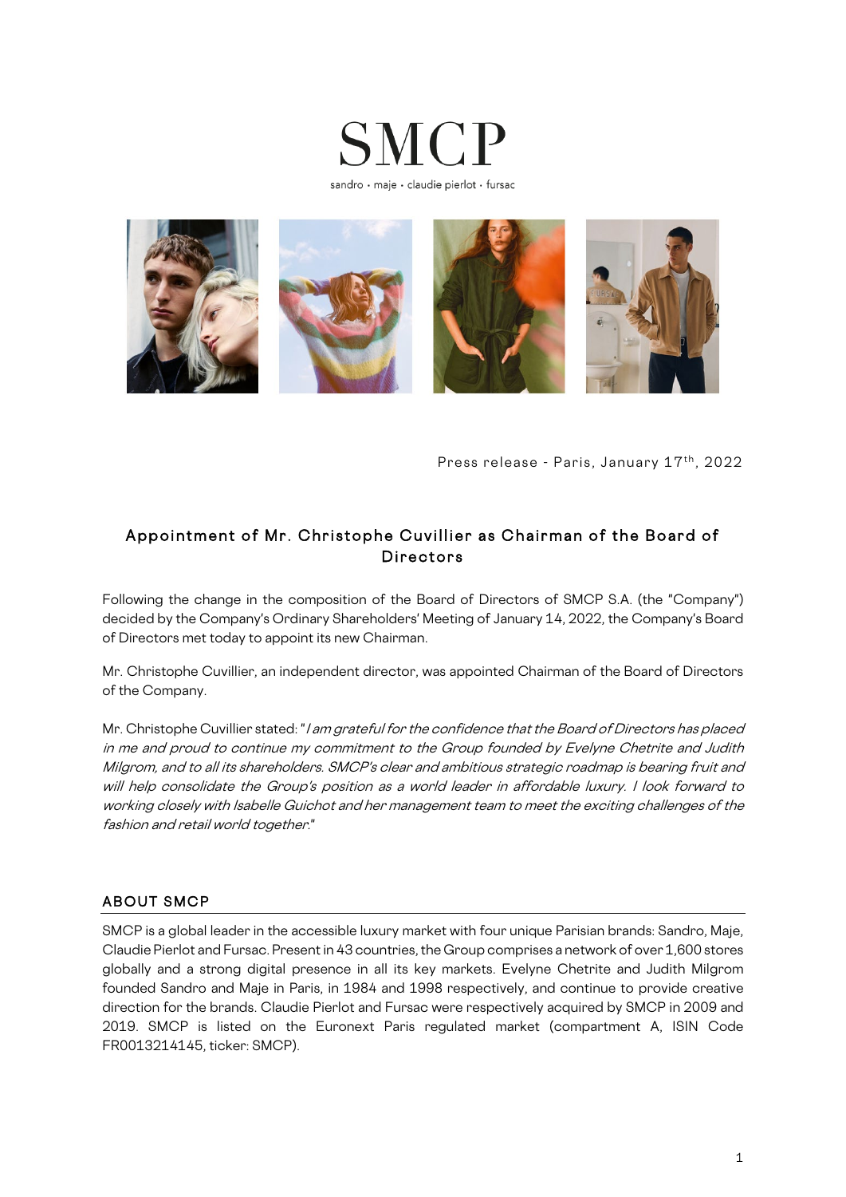# SMCP

sandro • maje • claudie pierlot • fursac

Press release - Paris, January 17th, 2022

## Appointment of Mr. Christophe Cuvillier as Chairman of the Board of Directors

Following the change in the composition of the Board of Directors of SMCP S.A. (the "Company") decided by the Company's Ordinary Shareholders' Meeting of January 14, 2022, the Company's Board of Directors met today to appoint its new Chairman.

Mr. Christophe Cuvillier, an independent director, was appointed Chairman of the Board of Directors of the Company.

Mr. Christophe Cuvillier stated: "*I am grateful for the confidence that the Board of Directors has placed in me and proud to continue my commitment to the Group founded by Evelyne Chetrite and Judith Milgrom, and to all its shareholders. SMCP's clear and ambitious strategic roadmap is bearing fruit and will help consolidate the Group's position as a world leader in affordable luxury. I look forward to working closely with Isabelle Guichot and her management team to meet the exciting challenges of the fashion and retail world together.*"

## ABOUT SMCP

SMCP is a global leader in the accessible luxury market with four unique Parisian brands: Sandro, Maje, Claudie Pierlot and Fursac. Present in 43 countries, the Group comprises a network of over 1,600 stores globally and a strong digital presence in all its key markets. Evelyne Chetrite and Judith Milgrom founded Sandro and Maje in Paris, in 1984 and 1998 respectively, and continue to provide creative direction for the brands. Claudie Pierlot and Fursac were respectively acquired by SMCP in 2009 and 2019. SMCP is listed on the Euronext Paris regulated market (compartment A, ISIN Code FR0013214145, ticker: SMCP).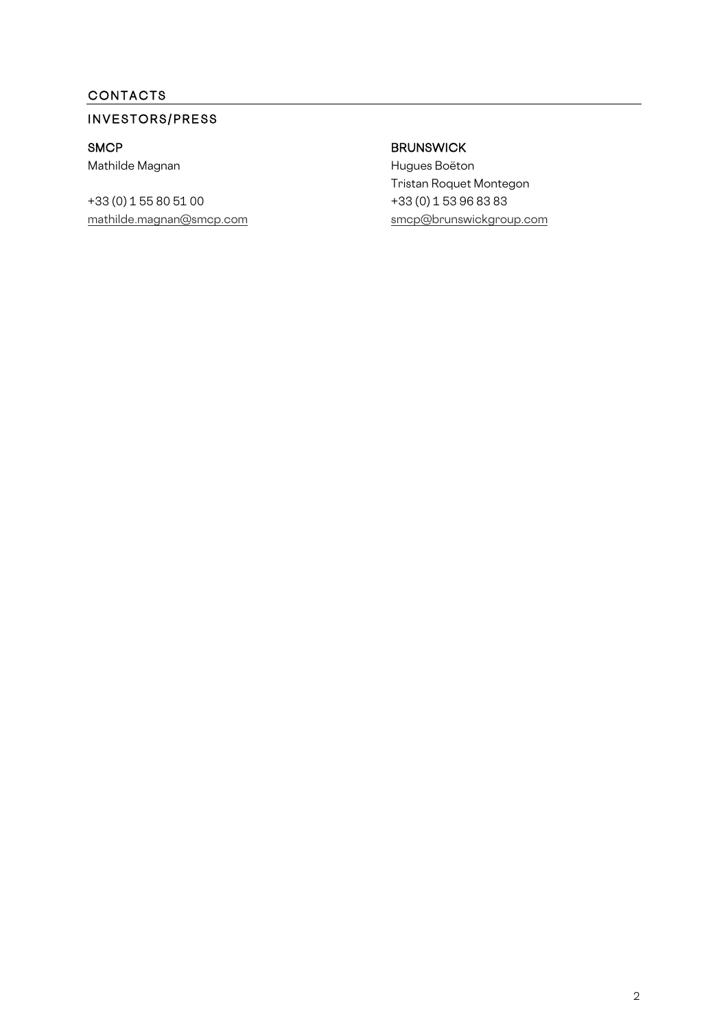## CONTACTS

### INVESTORS/PRESS

**SMCP**
Mathilde Magnan

+33 (0) 1 55 80 51 00
mathilde.magnan@smcp.com

**BRUNSWICK**
Hugues Boëton
Tristan Roquet Montegon
+33 (0) 1 53 96 83 83
smcp@brunswickgroup.com